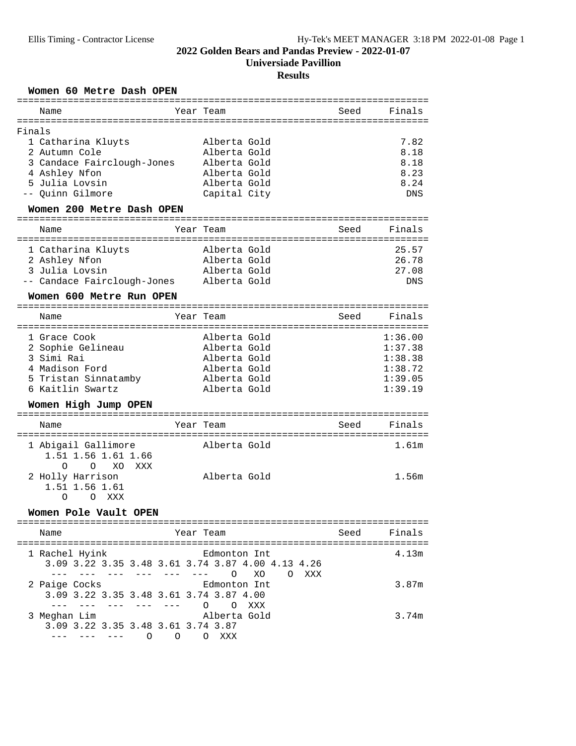# 2022 Golden Bears and Pandas Preview - 2022-01-07

## Universiade Pavillion

## Results

### Women 60 Metre Dash OPEN

| | Name | Year | Team | Seed | Finals |
|---|---|---|---|---|---|
| Finals | | | | | |
| 1 | Catharina Kluyts | | Alberta Gold | | 7.82 |
| 2 | Autumn Cole | | Alberta Gold | | 8.18 |
| 3 | Candace Fairclough-Jones | | Alberta Gold | | 8.18 |
| 4 | Ashley Nfon | | Alberta Gold | | 8.23 |
| 5 | Julia Lovsin | | Alberta Gold | | 8.24 |
| -- | Quinn Gilmore | | Capital City | | DNS |

### Women 200 Metre Dash OPEN

| | Name | Year | Team | Seed | Finals |
|---|---|---|---|---|---|
| 1 | Catharina Kluyts | | Alberta Gold | | 25.57 |
| 2 | Ashley Nfon | | Alberta Gold | | 26.78 |
| 3 | Julia Lovsin | | Alberta Gold | | 27.08 |
| -- | Candace Fairclough-Jones | | Alberta Gold | | DNS |

### Women 600 Metre Run OPEN

| | Name | Year | Team | Seed | Finals |
|---|---|---|---|---|---|
| 1 | Grace Cook | | Alberta Gold | | 1:36.00 |
| 2 | Sophie Gelineau | | Alberta Gold | | 1:37.38 |
| 3 | Simi Rai | | Alberta Gold | | 1:38.38 |
| 4 | Madison Ford | | Alberta Gold | | 1:38.72 |
| 5 | Tristan Sinnatamby | | Alberta Gold | | 1:39.05 |
| 6 | Kaitlin Swartz | | Alberta Gold | | 1:39.19 |

### Women High Jump OPEN

| | Name | Year | Team | Seed | Finals |
|---|---|---|---|---|---|
| 1 | Abigail Gallimore | | Alberta Gold | | 1.61m |
| | 1.51 1.56 1.61 1.66<br>O O XO XXX | | | | |
| 2 | Holly Harrison | | Alberta Gold | | 1.56m |
| | 1.51 1.56 1.61<br>O O XXX | | | | |

### Women Pole Vault OPEN

| | Name | Year | Team | Seed | Finals |
|---|---|---|---|---|---|
| 1 | Rachel Hyink | | Edmonton Int | | 4.13m |
| | 3.09 3.22 3.35 3.48 3.61 3.74 3.87 4.00 4.13 4.26<br>--- --- --- --- --- --- O XO O XXX | | | | |
| 2 | Paige Cocks | | Edmonton Int | | 3.87m |
| | 3.09 3.22 3.35 3.48 3.61 3.74 3.87 4.00<br>--- --- --- --- --- O O XXX | | | | |
| 3 | Meghan Lim | | Alberta Gold | | 3.74m |
| | 3.09 3.22 3.35 3.48 3.61 3.74 3.87<br>--- --- --- O O O XXX | | | | |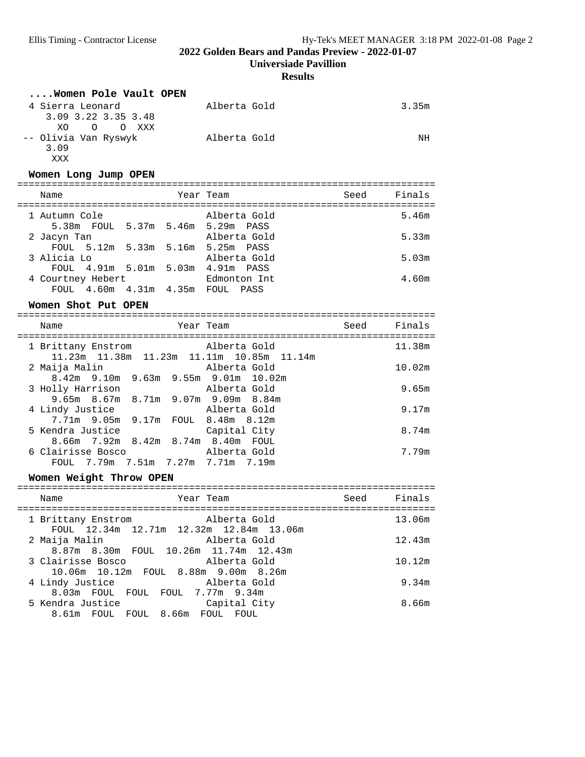## 2022 Golden Bears and Pandas Preview - 2022-01-07

### Universiade Pavillion

### Results

**....Women Pole Vault OPEN**

| Place | Name | Team | Finals |
|---|---|---|---|
| 4 | Sierra Leonard | Alberta Gold | 3.35m |
| | 3.09 3.22 3.35 3.48<br>XO O O XXX | | |
| -- | Olivia Van Ryswyk | Alberta Gold | NH |
| | 3.09<br>XXX | | |

**Women Long Jump OPEN**

| Place | Name | Year | Team | Seed | Finals |
|---|---|---|---|---|---|
| 1 | Autumn Cole | | Alberta Gold | | 5.46m |
| | 5.38m FOUL 5.37m 5.46m 5.29m PASS | | | | |
| 2 | Jacyn Tan | | Alberta Gold | | 5.33m |
| | FOUL 5.12m 5.33m 5.16m 5.25m PASS | | | | |
| 3 | Alicia Lo | | Alberta Gold | | 5.03m |
| | FOUL 4.91m 5.01m 5.03m 4.91m PASS | | | | |
| 4 | Courtney Hebert | | Edmonton Int | | 4.60m |
| | FOUL 4.60m 4.31m 4.35m FOUL PASS | | | | |

**Women Shot Put OPEN**

| Place | Name | Year | Team | Seed | Finals |
|---|---|---|---|---|---|
| 1 | Brittany Enstrom | | Alberta Gold | | 11.38m |
| | 11.23m 11.38m 11.23m 11.11m 10.85m 11.14m | | | | |
| 2 | Maija Malin | | Alberta Gold | | 10.02m |
| | 8.42m 9.10m 9.63m 9.55m 9.01m 10.02m | | | | |
| 3 | Holly Harrison | | Alberta Gold | | 9.65m |
| | 9.65m 8.67m 8.71m 9.07m 9.09m 8.84m | | | | |
| 4 | Lindy Justice | | Alberta Gold | | 9.17m |
| | 7.71m 9.05m 9.17m FOUL 8.48m 8.12m | | | | |
| 5 | Kendra Justice | | Capital City | | 8.74m |
| | 8.66m 7.92m 8.42m 8.74m 8.40m FOUL | | | | |
| 6 | Clairisse Bosco | | Alberta Gold | | 7.79m |
| | FOUL 7.79m 7.51m 7.27m 7.71m 7.19m | | | | |

**Women Weight Throw OPEN**

| Place | Name | Year | Team | Seed | Finals |
|---|---|---|---|---|---|
| 1 | Brittany Enstrom | | Alberta Gold | | 13.06m |
| | FOUL 12.34m 12.71m 12.32m 12.84m 13.06m | | | | |
| 2 | Maija Malin | | Alberta Gold | | 12.43m |
| | 8.87m 8.30m FOUL 10.26m 11.74m 12.43m | | | | |
| 3 | Clairisse Bosco | | Alberta Gold | | 10.12m |
| | 10.06m 10.12m FOUL 8.88m 9.00m 8.26m | | | | |
| 4 | Lindy Justice | | Alberta Gold | | 9.34m |
| | 8.03m FOUL FOUL FOUL 7.77m 9.34m | | | | |
| 5 | Kendra Justice | | Capital City | | 8.66m |
| | 8.61m FOUL FOUL 8.66m FOUL FOUL | | | | |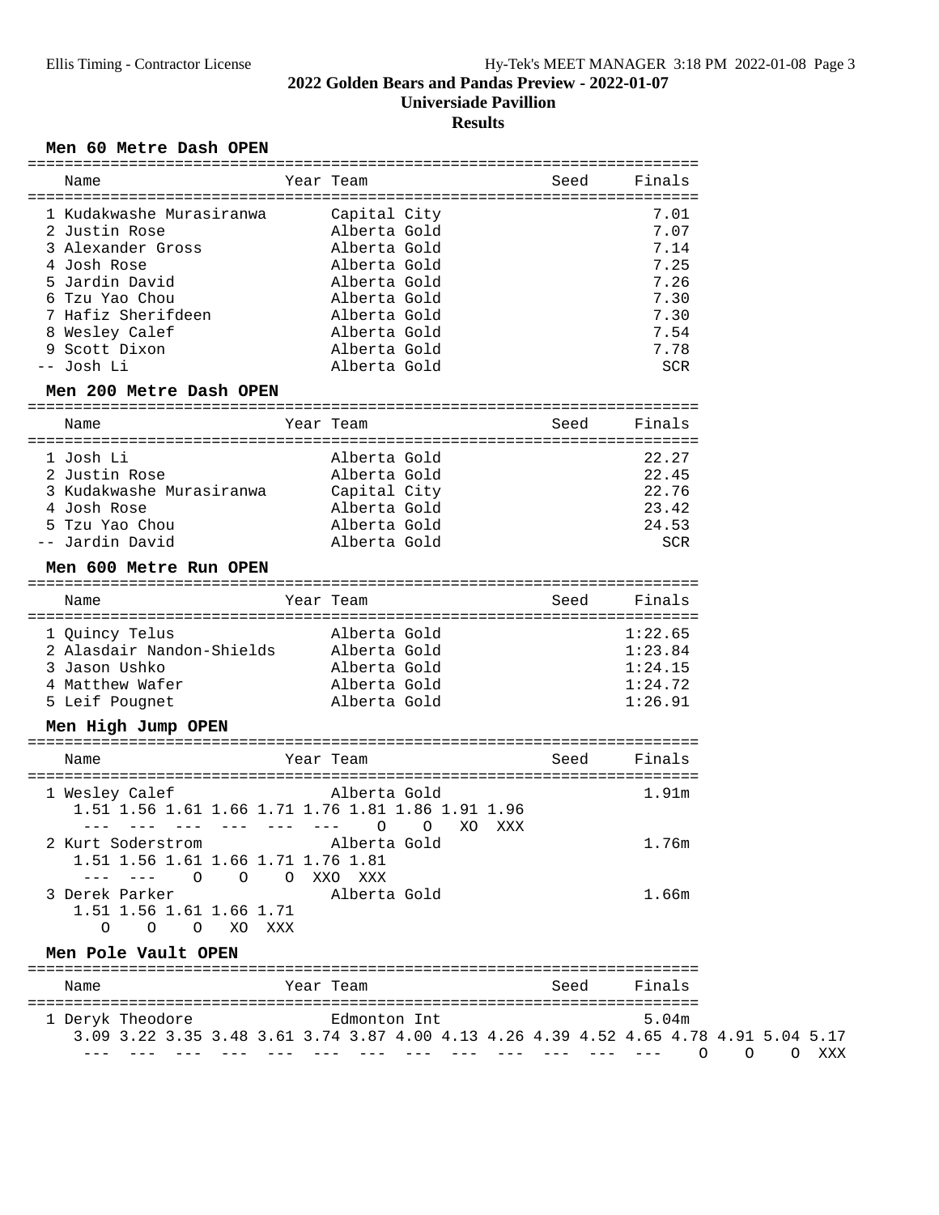# 2022 Golden Bears and Pandas Preview - 2022-01-07

## Universiade Pavillion

## Results

### Men 60 Metre Dash OPEN

| Name | Year | Team | Seed | Finals |
|---|---|---|---|---|
| 1 Kudakwashe Murasiranwa | | Capital City | | 7.01 |
| 2 Justin Rose | | Alberta Gold | | 7.07 |
| 3 Alexander Gross | | Alberta Gold | | 7.14 |
| 4 Josh Rose | | Alberta Gold | | 7.25 |
| 5 Jardin David | | Alberta Gold | | 7.26 |
| 6 Tzu Yao Chou | | Alberta Gold | | 7.30 |
| 7 Hafiz Sherifdeen | | Alberta Gold | | 7.30 |
| 8 Wesley Calef | | Alberta Gold | | 7.54 |
| 9 Scott Dixon | | Alberta Gold | | 7.78 |
| -- Josh Li | | Alberta Gold | | SCR |

### Men 200 Metre Dash OPEN

| Name | Year | Team | Seed | Finals |
|---|---|---|---|---|
| 1 Josh Li | | Alberta Gold | | 22.27 |
| 2 Justin Rose | | Alberta Gold | | 22.45 |
| 3 Kudakwashe Murasiranwa | | Capital City | | 22.76 |
| 4 Josh Rose | | Alberta Gold | | 23.42 |
| 5 Tzu Yao Chou | | Alberta Gold | | 24.53 |
| -- Jardin David | | Alberta Gold | | SCR |

### Men 600 Metre Run OPEN

| Name | Year | Team | Seed | Finals |
|---|---|---|---|---|
| 1 Quincy Telus | | Alberta Gold | | 1:22.65 |
| 2 Alasdair Nandon-Shields | | Alberta Gold | | 1:23.84 |
| 3 Jason Ushko | | Alberta Gold | | 1:24.15 |
| 4 Matthew Wafer | | Alberta Gold | | 1:24.72 |
| 5 Leif Pougnet | | Alberta Gold | | 1:26.91 |

### Men High Jump OPEN

| Name | Year | Team | Seed | Finals |
|---|---|---|---|---|
| 1 Wesley Calef | | Alberta Gold | | 1.91m |
| 2 Kurt Soderstrom | | Alberta Gold | | 1.76m |
| 3 Derek Parker | | Alberta Gold | | 1.66m |

```
1 Wesley Calef
   1.51 1.56 1.61 1.66 1.71 1.76 1.81 1.86 1.91 1.96
    ---  ---  ---  ---  ---  ---    O    O   XO  XXX
2 Kurt Soderstrom
   1.51 1.56 1.61 1.66 1.71 1.76 1.81
    ---  ---    O    O    O  XXO  XXX
3 Derek Parker
   1.51 1.56 1.61 1.66 1.71
      O    O    O   XO  XXX
```

### Men Pole Vault OPEN

| Name | Year | Team | Seed | Finals |
|---|---|---|---|---|
| 1 Deryk Theodore | | Edmonton Int | | 5.04m |

```
1 Deryk Theodore
   3.09 3.22 3.35 3.48 3.61 3.74 3.87 4.00 4.13 4.26 4.39 4.52 4.65 4.78 4.91 5.04 5.17
    ---  ---  ---  ---  ---  ---  ---  ---  ---  ---  ---  ---  ---    O    O    O  XXX
```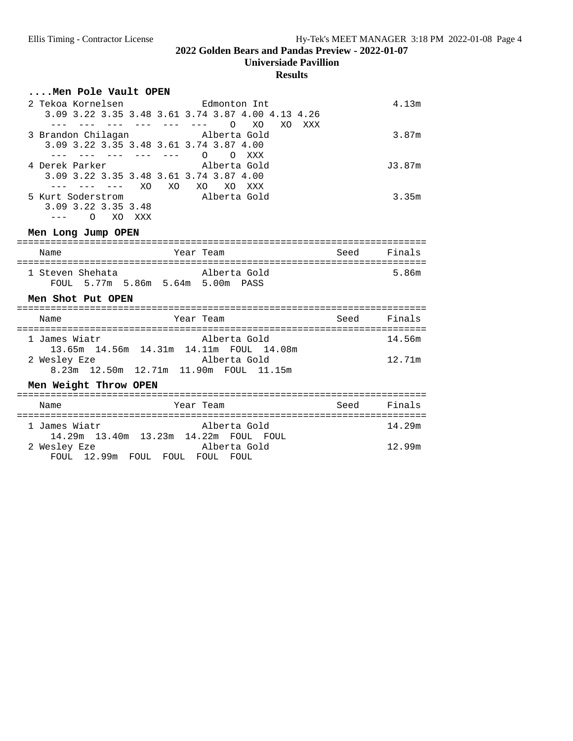## ....Men Pole Vault OPEN

2 Tekoa Kornelsen — Edmonton Int — 4.13m

| 3.09 | 3.22 | 3.35 | 3.48 | 3.61 | 3.74 | 3.87 | 4.00 | 4.13 | 4.26 |
|---|---|---|---|---|---|---|---|---|---|
| --- | --- | --- | --- | --- | --- | O | XO | XO | XXX |

3 Brandon Chilagan — Alberta Gold — 3.87m

| 3.09 | 3.22 | 3.35 | 3.48 | 3.61 | 3.74 | 3.87 | 4.00 |
|---|---|---|---|---|---|---|---|
| --- | --- | --- | --- | --- | O | O | XXX |

4 Derek Parker — Alberta Gold — J3.87m

| 3.09 | 3.22 | 3.35 | 3.48 | 3.61 | 3.74 | 3.87 | 4.00 |
|---|---|---|---|---|---|---|---|
| --- | --- | --- | XO | XO | XO | XO | XXX |

5 Kurt Soderstrom — Alberta Gold — 3.35m

| 3.09 | 3.22 | 3.35 | 3.48 |
|---|---|---|---|
| --- | O | XO | XXX |

## Men Long Jump OPEN

| Name | Year | Team | Seed | Finals |
|---|---|---|---|---|
| 1 Steven Shehata | | Alberta Gold | | 5.86m |
| FOUL 5.77m 5.86m 5.64m 5.00m PASS | | | | |

## Men Shot Put OPEN

| Name | Year | Team | Seed | Finals |
|---|---|---|---|---|
| 1 James Wiatr | | Alberta Gold | | 14.56m |
| 13.65m 14.56m 14.31m 14.11m FOUL 14.08m | | | | |
| 2 Wesley Eze | | Alberta Gold | | 12.71m |
| 8.23m 12.50m 12.71m 11.90m FOUL 11.15m | | | | |

## Men Weight Throw OPEN

| Name | Year | Team | Seed | Finals |
|---|---|---|---|---|
| 1 James Wiatr | | Alberta Gold | | 14.29m |
| 14.29m 13.40m 13.23m 14.22m FOUL FOUL | | | | |
| 2 Wesley Eze | | Alberta Gold | | 12.99m |
| FOUL 12.99m FOUL FOUL FOUL FOUL | | | | |